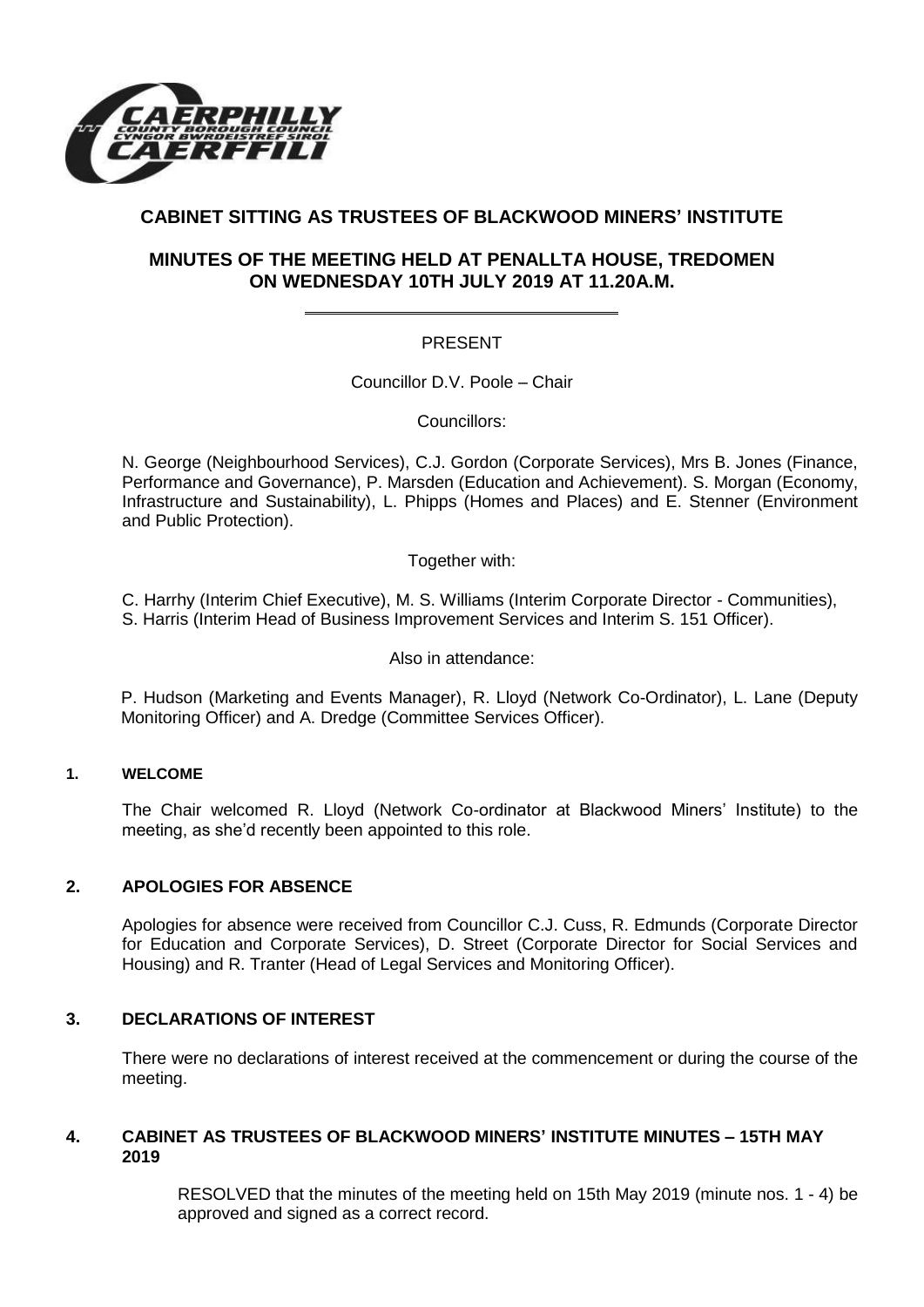# CABINET SITTING AS TRUSTEES OF BLACKWOOD MINERS' INSTITUTE

## MINUTES OF THE MEETING HELD AT PENALLTA HOUSE, TREDOMEN ON WEDNESDAY 10TH JULY 2019 AT 11.20A.M.

PRESENT

Councillor D.V. Poole – Chair

Councillors:

N. George (Neighbourhood Services), C.J. Gordon (Corporate Services), Mrs B. Jones (Finance, Performance and Governance), P. Marsden (Education and Achievement). S. Morgan (Economy, Infrastructure and Sustainability), L. Phipps (Homes and Places) and E. Stenner (Environment and Public Protection).

Together with:

C. Harrhy (Interim Chief Executive), M. S. Williams (Interim Corporate Director - Communities), S. Harris (Interim Head of Business Improvement Services and Interim S. 151 Officer).

Also in attendance:

P. Hudson (Marketing and Events Manager), R. Lloyd (Network Co-Ordinator), L. Lane (Deputy Monitoring Officer) and A. Dredge (Committee Services Officer).

### 1. WELCOME

The Chair welcomed R. Lloyd (Network Co-ordinator at Blackwood Miners' Institute) to the meeting, as she'd recently been appointed to this role.

### 2. APOLOGIES FOR ABSENCE

Apologies for absence were received from Councillor C.J. Cuss, R. Edmunds (Corporate Director for Education and Corporate Services), D. Street (Corporate Director for Social Services and Housing) and R. Tranter (Head of Legal Services and Monitoring Officer).

### 3. DECLARATIONS OF INTEREST

There were no declarations of interest received at the commencement or during the course of the meeting.

### 4. CABINET AS TRUSTEES OF BLACKWOOD MINERS' INSTITUTE MINUTES – 15TH MAY 2019

RESOLVED that the minutes of the meeting held on 15th May 2019 (minute nos. 1 - 4) be approved and signed as a correct record.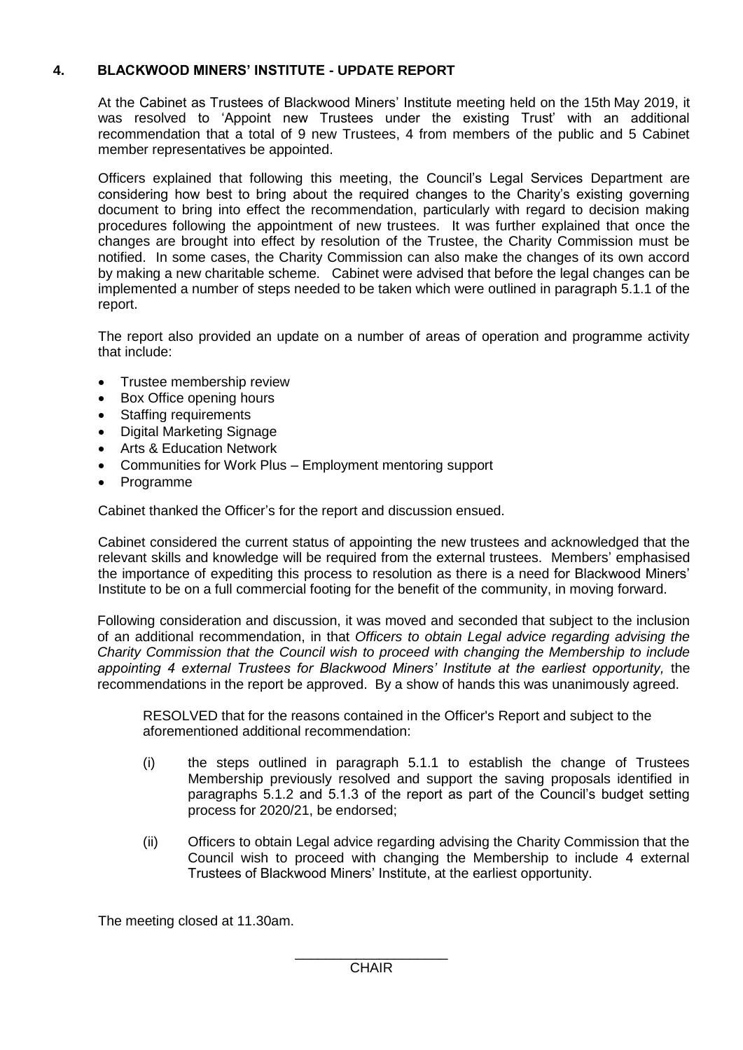## 4. BLACKWOOD MINERS' INSTITUTE - UPDATE REPORT

At the Cabinet as Trustees of Blackwood Miners' Institute meeting held on the 15th May 2019, it was resolved to 'Appoint new Trustees under the existing Trust' with an additional recommendation that a total of 9 new Trustees, 4 from members of the public and 5 Cabinet member representatives be appointed.

Officers explained that following this meeting, the Council's Legal Services Department are considering how best to bring about the required changes to the Charity's existing governing document to bring into effect the recommendation, particularly with regard to decision making procedures following the appointment of new trustees. It was further explained that once the changes are brought into effect by resolution of the Trustee, the Charity Commission must be notified. In some cases, the Charity Commission can also make the changes of its own accord by making a new charitable scheme. Cabinet were advised that before the legal changes can be implemented a number of steps needed to be taken which were outlined in paragraph 5.1.1 of the report.

The report also provided an update on a number of areas of operation and programme activity that include:

- Trustee membership review
- Box Office opening hours
- Staffing requirements
- Digital Marketing Signage
- Arts & Education Network
- Communities for Work Plus – Employment mentoring support
- Programme

Cabinet thanked the Officer's for the report and discussion ensued.

Cabinet considered the current status of appointing the new trustees and acknowledged that the relevant skills and knowledge will be required from the external trustees. Members' emphasised the importance of expediting this process to resolution as there is a need for Blackwood Miners' Institute to be on a full commercial footing for the benefit of the community, in moving forward.

Following consideration and discussion, it was moved and seconded that subject to the inclusion of an additional recommendation, in that *Officers to obtain Legal advice regarding advising the Charity Commission that the Council wish to proceed with changing the Membership to include appointing 4 external Trustees for Blackwood Miners' Institute at the earliest opportunity,* the recommendations in the report be approved. By a show of hands this was unanimously agreed.

RESOLVED that for the reasons contained in the Officer's Report and subject to the aforementioned additional recommendation:

(i) the steps outlined in paragraph 5.1.1 to establish the change of Trustees Membership previously resolved and support the saving proposals identified in paragraphs 5.1.2 and 5.1.3 of the report as part of the Council's budget setting process for 2020/21, be endorsed;

(ii) Officers to obtain Legal advice regarding advising the Charity Commission that the Council wish to proceed with changing the Membership to include 4 external Trustees of Blackwood Miners' Institute, at the earliest opportunity.

The meeting closed at 11.30am.

\_\_\_\_\_\_\_\_\_\_\_\_\_\_\_\_\_\_\_\_

CHAIR